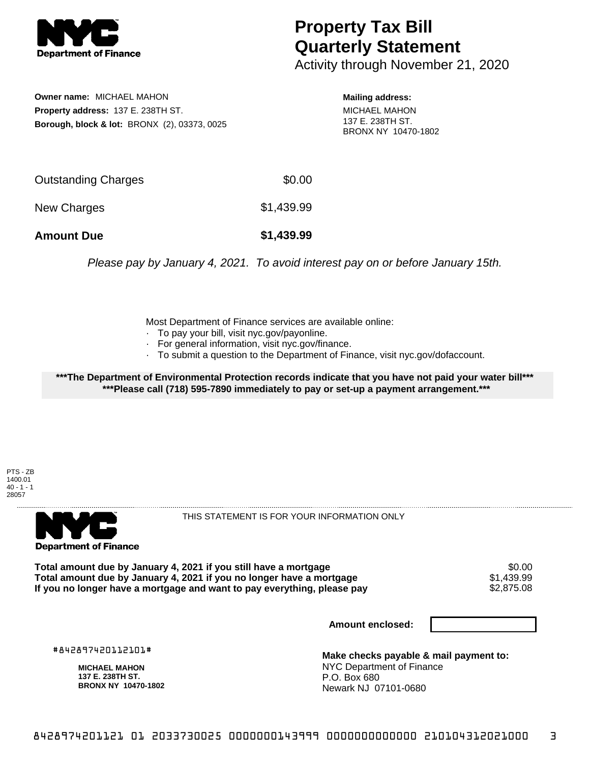# Property Tax Bill Quarterly Statement

Activity through November 21, 2020

**Owner name:** MICHAEL MAHON
**Property address:** 137 E. 238TH ST.
**Borough, block & lot:** BRONX (2), 03373, 0025

**Mailing address:**
MICHAEL MAHON
137 E. 238TH ST.
BRONX NY 10470-1802

| | |
|---|---|
| Outstanding Charges | $0.00 |
| New Charges | $1,439.99 |
| **Amount Due** | **$1,439.99** |

*Please pay by January 4, 2021. To avoid interest pay on or before January 15th.*

Most Department of Finance services are available online:
- To pay your bill, visit nyc.gov/payonline.
- For general information, visit nyc.gov/finance.
- To submit a question to the Department of Finance, visit nyc.gov/dofaccount.

**\*\*\*The Department of Environmental Protection records indicate that you have not paid your water bill\*\*\***
**\*\*\*Please call (718) 595-7890 immediately to pay or set-up a payment arrangement.\*\*\***

PTS - ZB
1400.01
40 - 1 - 1
28057

THIS STATEMENT IS FOR YOUR INFORMATION ONLY

| | |
|---|---|
| **Total amount due by January 4, 2021 if you still have a mortgage** | $0.00 |
| **Total amount due by January 4, 2021 if you no longer have a mortgage** | $1,439.99 |
| **If you no longer have a mortgage and want to pay everything, please pay** | $2,875.08 |

**Amount enclosed:**

#842897420112101#

**MICHAEL MAHON**
**137 E. 238TH ST.**
**BRONX NY 10470-1802**

**Make checks payable & mail payment to:**
NYC Department of Finance
P.O. Box 680
Newark NJ 07101-0680

842897420112101 01 2033730025 0000000143999 0000000000000 210104312021000 3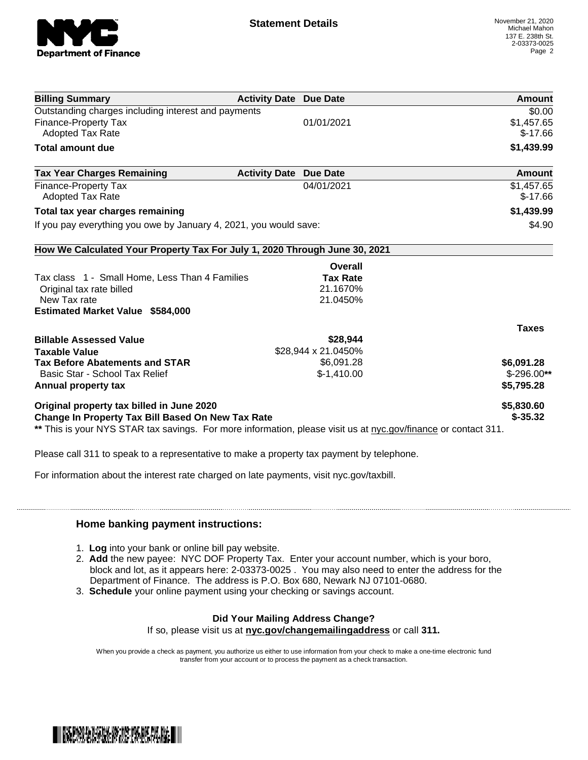**Statement Details**

November 21, 2020
Michael Mahon
137 E. 238th St.
2-03373-0025

| Billing Summary | Activity Date | Due Date | Amount |
| --- | --- | --- | --- |
| Outstanding charges including interest and payments | | | $0.00 |
| Finance-Property Tax | | 01/01/2021 | $1,457.65 |
| Adopted Tax Rate | | | $-17.66 |
| **Total amount due** | | | **$1,439.99** |

| Tax Year Charges Remaining | Activity Date | Due Date | Amount |
| --- | --- | --- | --- |
| Finance-Property Tax | | 04/01/2021 | $1,457.65 |
| Adopted Tax Rate | | | $-17.66 |
| **Total tax year charges remaining** | | | **$1,439.99** |
| If you pay everything you owe by January 4, 2021, you would save: | | | $4.90 |

**How We Calculated Your Property Tax For July 1, 2020 Through June 30, 2021**

| | Overall Tax Rate | Taxes |
| --- | --- | --- |
| Tax class 1 - Small Home, Less Than 4 Families | | |
| Original tax rate billed | 21.1670% | |
| New Tax rate | 21.0450% | |
| **Estimated Market Value $584,000** | | |
| **Billable Assessed Value** | **$28,944** | |
| **Taxable Value** | $28,944 x 21.0450% | |
| **Tax Before Abatements and STAR** | $6,091.28 | **$6,091.28** |
| Basic Star - School Tax Relief | $-1,410.00 | $-296.00** |
| **Annual property tax** | | **$5,795.28** |
| **Original property tax billed in June 2020** | | **$5,830.60** |
| **Change In Property Tax Bill Based On New Tax Rate** | | **$-35.32** |

** This is your NYS STAR tax savings. For more information, please visit us at nyc.gov/finance or contact 311.

Please call 311 to speak to a representative to make a property tax payment by telephone.

For information about the interest rate charged on late payments, visit nyc.gov/taxbill.

### Home banking payment instructions:

1. **Log** into your bank or online bill pay website.
2. **Add** the new payee: NYC DOF Property Tax. Enter your account number, which is your boro, block and lot, as it appears here: 2-03373-0025 . You may also need to enter the address for the Department of Finance. The address is P.O. Box 680, Newark NJ 07101-0680.
3. **Schedule** your online payment using your checking or savings account.

**Did Your Mailing Address Change?**
If so, please visit us at **nyc.gov/changemailingaddress** or call **311.**

When you provide a check as payment, you authorize us either to use information from your check to make a one-time electronic fund transfer from your account or to process the payment as a check transaction.